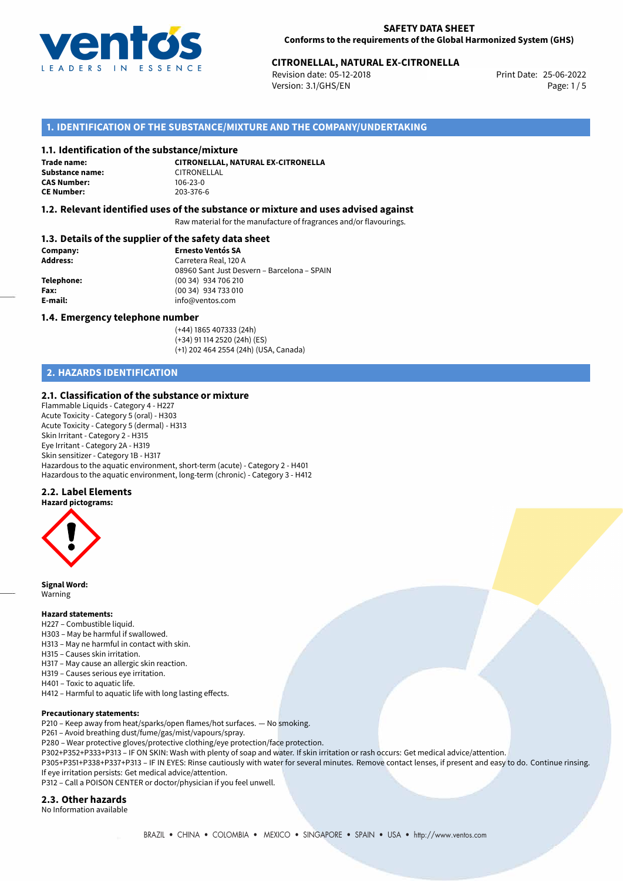**SAFETY DATA SHEET**
**Conforms to the requirements of the Global Harmonized System (GHS)**

**CITRONELLAL, NATURAL EX-CITRONELLA**
Revision date: 05-12-2018
Version: 3.1/GHS/EN
Print Date: 25-06-2022

## 1. IDENTIFICATION OF THE SUBSTANCE/MIXTURE AND THE COMPANY/UNDERTAKING

### 1.1. Identification of the substance/mixture

**Trade name:** **CITRONELLAL, NATURAL EX-CITRONELLA**
**Substance name:** CITRONELLAL
**CAS Number:** 106-23-0
**CE Number:** 203-376-6

### 1.2. Relevant identified uses of the substance or mixture and uses advised against

Raw material for the manufacture of fragrances and/or flavourings.

### 1.3. Details of the supplier of the safety data sheet

**Company:** **Ernesto Ventós SA**
**Address:** Carretera Real, 120 A
08960 Sant Just Desvern – Barcelona – SPAIN
**Telephone:** (00 34) 934 706 210
**Fax:** (00 34) 934 733 010
**E-mail:** info@ventos.com

### 1.4. Emergency telephone number

(+44) 1865 407333 (24h)
(+34) 91 114 2520 (24h) (ES)
(+1) 202 464 2554 (24h) (USA, Canada)

## 2. HAZARDS IDENTIFICATION

### 2.1. Classification of the substance or mixture

Flammable Liquids - Category 4 - H227
Acute Toxicity - Category 5 (oral) - H303
Acute Toxicity - Category 5 (dermal) - H313
Skin Irritant - Category 2 - H315
Eye Irritant - Category 2A - H319
Skin sensitizer - Category 1B - H317
Hazardous to the aquatic environment, short-term (acute) - Category 2 - H401
Hazardous to the aquatic environment, long-term (chronic) - Category 3 - H412

### 2.2. Label Elements

**Hazard pictograms:**

**Signal Word:**
Warning

**Hazard statements:**
H227 – Combustible liquid.
H303 – May be harmful if swallowed.
H313 – May ne harmful in contact with skin.
H315 – Causes skin irritation.
H317 – May cause an allergic skin reaction.
H319 – Causes serious eye irritation.
H401 – Toxic to aquatic life.
H412 – Harmful to aquatic life with long lasting effects.

**Precautionary statements:**
P210 – Keep away from heat/sparks/open flames/hot surfaces. — No smoking.
P261 – Avoid breathing dust/fume/gas/mist/vapours/spray.
P280 – Wear protective gloves/protective clothing/eye protection/face protection.
P302+P352+P333+P313 – IF ON SKIN: Wash with plenty of soap and water. If skin irritation or rash occurs: Get medical advice/attention.
P305+P351+P338+P337+P313 – IF IN EYES: Rinse cautiously with water for several minutes. Remove contact lenses, if present and easy to do. Continue rinsing. If eye irritation persists: Get medical advice/attention.
P312 – Call a POISON CENTER or doctor/physician if you feel unwell.

### 2.3. Other hazards

No Information available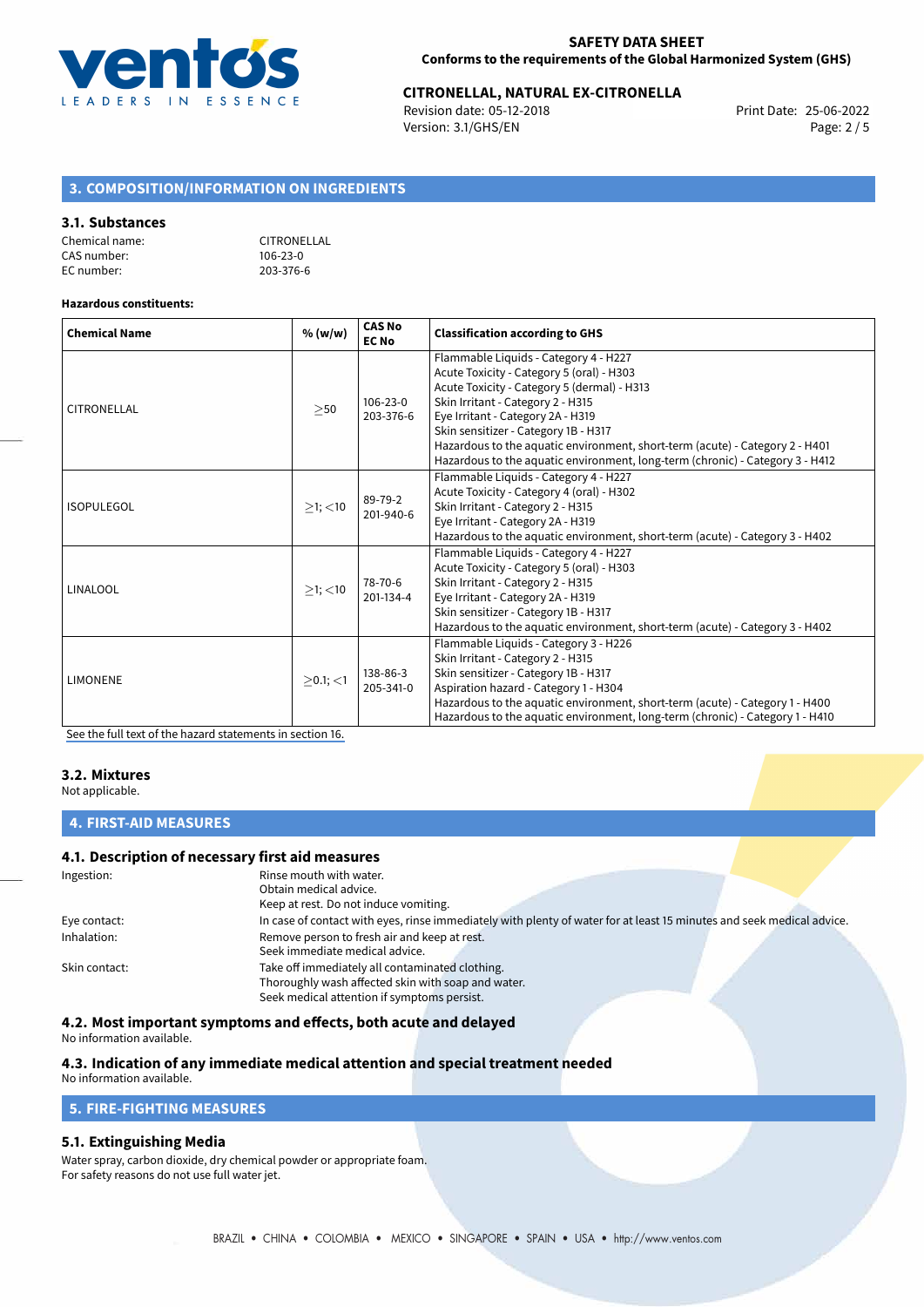## 3. COMPOSITION/INFORMATION ON INGREDIENTS

### 3.1. Substances

Chemical name: CITRONELLAL
CAS number: 106-23-0
EC number: 203-376-6

**Hazardous constituents:**

| Chemical Name | % (w/w) | CAS No EC No | Classification according to GHS |
|---|---|---|---|
| CITRONELLAL | ≥50 | 106-23-0 203-376-6 | Flammable Liquids - Category 4 - H227<br>Acute Toxicity - Category 5 (oral) - H303<br>Acute Toxicity - Category 5 (dermal) - H313<br>Skin Irritant - Category 2 - H315<br>Eye Irritant - Category 2A - H319<br>Skin sensitizer - Category 1B - H317<br>Hazardous to the aquatic environment, short-term (acute) - Category 2 - H401<br>Hazardous to the aquatic environment, long-term (chronic) - Category 3 - H412 |
| ISOPULEGOL | ≥1; <10 | 89-79-2 201-940-6 | Flammable Liquids - Category 4 - H227<br>Acute Toxicity - Category 4 (oral) - H302<br>Skin Irritant - Category 2 - H315<br>Eye Irritant - Category 2A - H319<br>Hazardous to the aquatic environment, short-term (acute) - Category 3 - H402 |
| LINALOOL | ≥1; <10 | 78-70-6 201-134-4 | Flammable Liquids - Category 4 - H227<br>Acute Toxicity - Category 5 (oral) - H303<br>Skin Irritant - Category 2 - H315<br>Eye Irritant - Category 2A - H319<br>Skin sensitizer - Category 1B - H317<br>Hazardous to the aquatic environment, short-term (acute) - Category 3 - H402 |
| LIMONENE | ≥0.1; <1 | 138-86-3 205-341-0 | Flammable Liquids - Category 3 - H226<br>Skin Irritant - Category 2 - H315<br>Skin sensitizer - Category 1B - H317<br>Aspiration hazard - Category 1 - H304<br>Hazardous to the aquatic environment, short-term (acute) - Category 1 - H400<br>Hazardous to the aquatic environment, long-term (chronic) - Category 1 - H410 |

See the full text of the hazard statements in section 16.

### 3.2. Mixtures

Not applicable.

## 4. FIRST-AID MEASURES

### 4.1. Description of necessary first aid measures

Ingestion: Rinse mouth with water.
Obtain medical advice.
Keep at rest. Do not induce vomiting.

Eye contact: In case of contact with eyes, rinse immediately with plenty of water for at least 15 minutes and seek medical advice.

Inhalation: Remove person to fresh air and keep at rest.
Seek immediate medical advice.

Skin contact: Take off immediately all contaminated clothing.
Thoroughly wash affected skin with soap and water.
Seek medical attention if symptoms persist.

### 4.2. Most important symptoms and effects, both acute and delayed

No information available.

### 4.3. Indication of any immediate medical attention and special treatment needed

No information available.

## 5. FIRE-FIGHTING MEASURES

### 5.1. Extinguishing Media

Water spray, carbon dioxide, dry chemical powder or appropriate foam.
For safety reasons do not use full water jet.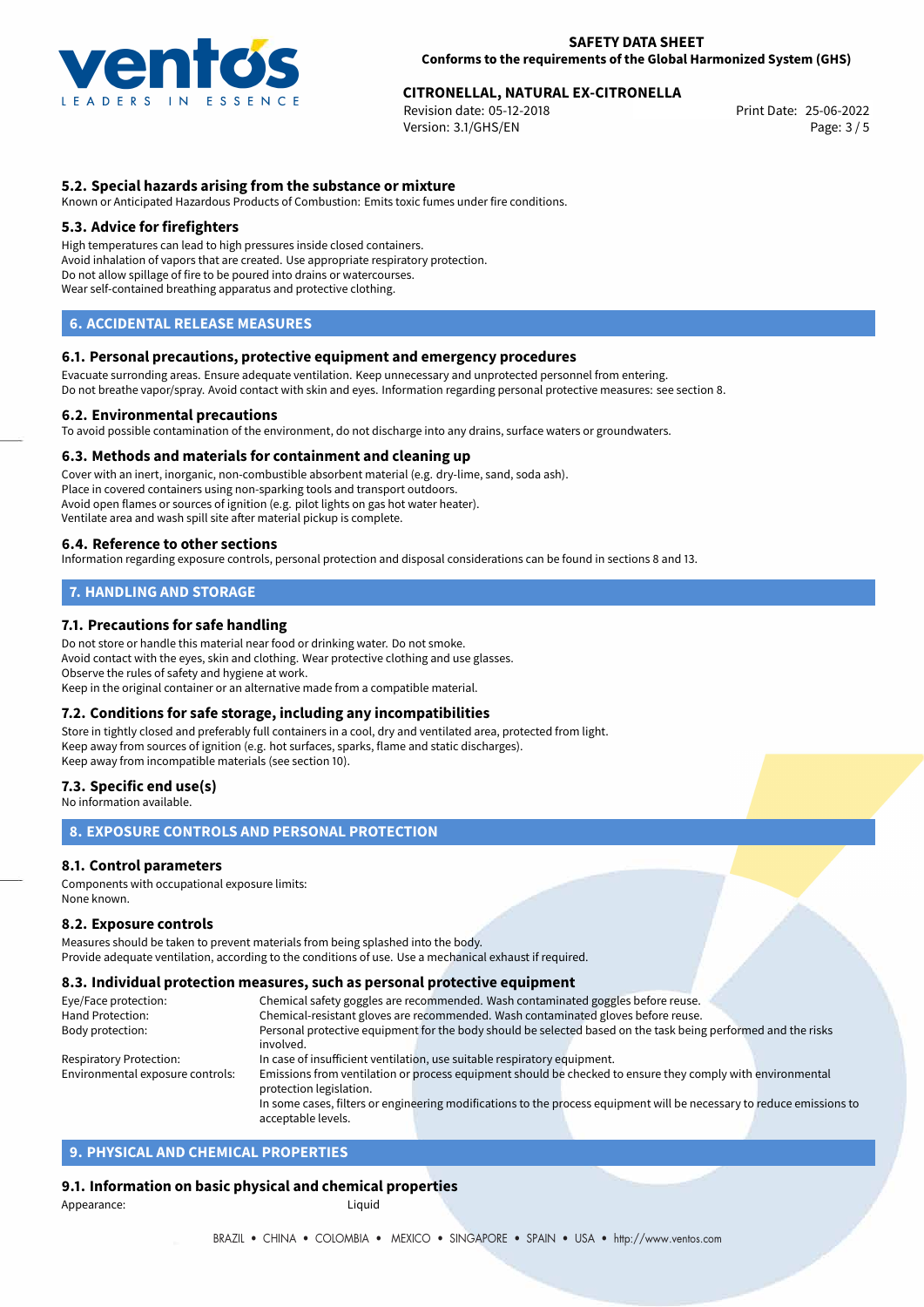### 5.2. Special hazards arising from the substance or mixture

Known or Anticipated Hazardous Products of Combustion: Emits toxic fumes under fire conditions.

### 5.3. Advice for firefighters

High temperatures can lead to high pressures inside closed containers.
Avoid inhalation of vapors that are created. Use appropriate respiratory protection.
Do not allow spillage of fire to be poured into drains or watercourses.
Wear self-contained breathing apparatus and protective clothing.

## 6. ACCIDENTAL RELEASE MEASURES

### 6.1. Personal precautions, protective equipment and emergency procedures

Evacuate surronding areas. Ensure adequate ventilation. Keep unnecessary and unprotected personnel from entering.
Do not breathe vapor/spray. Avoid contact with skin and eyes. Information regarding personal protective measures: see section 8.

### 6.2. Environmental precautions

To avoid possible contamination of the environment, do not discharge into any drains, surface waters or groundwaters.

### 6.3. Methods and materials for containment and cleaning up

Cover with an inert, inorganic, non-combustible absorbent material (e.g. dry-lime, sand, soda ash).
Place in covered containers using non-sparking tools and transport outdoors.
Avoid open flames or sources of ignition (e.g. pilot lights on gas hot water heater).
Ventilate area and wash spill site after material pickup is complete.

### 6.4. Reference to other sections

Information regarding exposure controls, personal protection and disposal considerations can be found in sections 8 and 13.

## 7. HANDLING AND STORAGE

### 7.1. Precautions for safe handling

Do not store or handle this material near food or drinking water. Do not smoke.
Avoid contact with the eyes, skin and clothing. Wear protective clothing and use glasses.
Observe the rules of safety and hygiene at work.
Keep in the original container or an alternative made from a compatible material.

### 7.2. Conditions for safe storage, including any incompatibilities

Store in tightly closed and preferably full containers in a cool, dry and ventilated area, protected from light.
Keep away from sources of ignition (e.g. hot surfaces, sparks, flame and static discharges).
Keep away from incompatible materials (see section 10).

### 7.3. Specific end use(s)

No information available.

## 8. EXPOSURE CONTROLS AND PERSONAL PROTECTION

### 8.1. Control parameters

Components with occupational exposure limits:
None known.

### 8.2. Exposure controls

Measures should be taken to prevent materials from being splashed into the body.
Provide adequate ventilation, according to the conditions of use. Use a mechanical exhaust if required.

### 8.3. Individual protection measures, such as personal protective equipment

| | |
|---|---|
| Eye/Face protection: | Chemical safety goggles are recommended. Wash contaminated goggles before reuse. |
| Hand Protection: | Chemical-resistant gloves are recommended. Wash contaminated gloves before reuse. |
| Body protection: | Personal protective equipment for the body should be selected based on the task being performed and the risks involved. |
| Respiratory Protection: | In case of insufficient ventilation, use suitable respiratory equipment. |
| Environmental exposure controls: | Emissions from ventilation or process equipment should be checked to ensure they comply with environmental protection legislation. In some cases, filters or engineering modifications to the process equipment will be necessary to reduce emissions to acceptable levels. |

## 9. PHYSICAL AND CHEMICAL PROPERTIES

### 9.1. Information on basic physical and chemical properties

Appearance: Liquid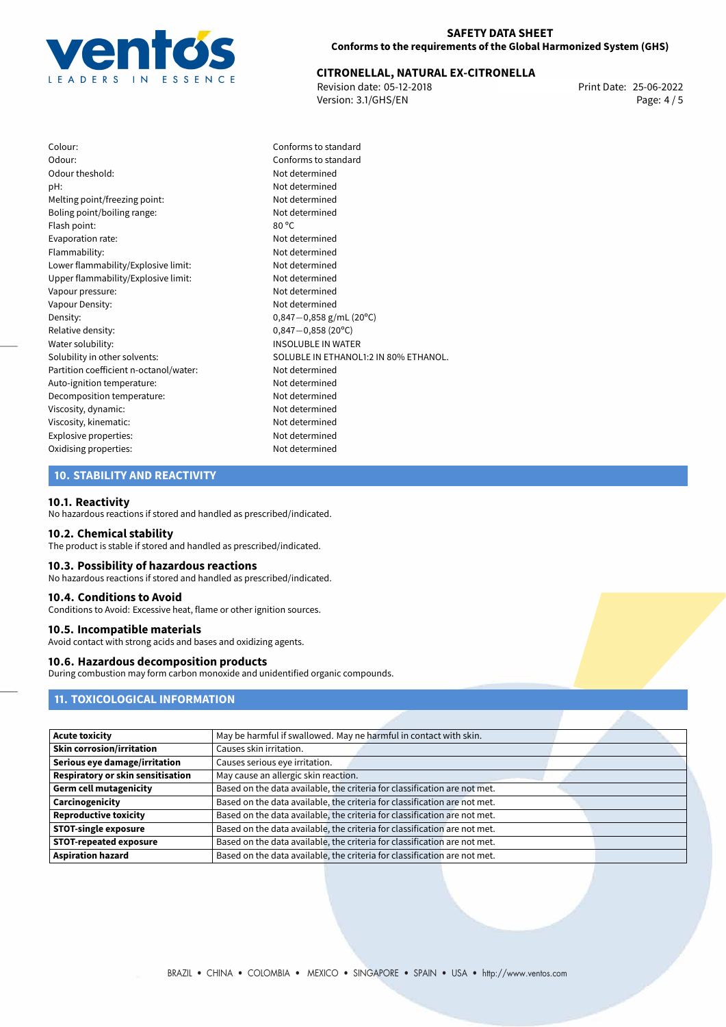| | |
|---|---|
| Colour: | Conforms to standard |
| Odour: | Conforms to standard |
| Odour theshold: | Not determined |
| pH: | Not determined |
| Melting point/freezing point: | Not determined |
| Boling point/boiling range: | Not determined |
| Flash point: | 80 °C |
| Evaporation rate: | Not determined |
| Flammability: | Not determined |
| Lower flammability/Explosive limit: | Not determined |
| Upper flammability/Explosive limit: | Not determined |
| Vapour pressure: | Not determined |
| Vapour Density: | Not determined |
| Density: | 0,847—0,858 g/mL (20°C) |
| Relative density: | 0,847—0,858 (20°C) |
| Water solubility: | INSOLUBLE IN WATER |
| Solubility in other solvents: | SOLUBLE IN ETHANOL1:2 IN 80% ETHANOL. |
| Partition coefficient n-octanol/water: | Not determined |
| Auto-ignition temperature: | Not determined |
| Decomposition temperature: | Not determined |
| Viscosity, dynamic: | Not determined |
| Viscosity, kinematic: | Not determined |
| Explosive properties: | Not determined |
| Oxidising properties: | Not determined |

## 10. STABILITY AND REACTIVITY

### 10.1. Reactivity

No hazardous reactions if stored and handled as prescribed/indicated.

### 10.2. Chemical stability

The product is stable if stored and handled as prescribed/indicated.

### 10.3. Possibility of hazardous reactions

No hazardous reactions if stored and handled as prescribed/indicated.

### 10.4. Conditions to Avoid

Conditions to Avoid: Excessive heat, flame or other ignition sources.

### 10.5. Incompatible materials

Avoid contact with strong acids and bases and oxidizing agents.

### 10.6. Hazardous decomposition products

During combustion may form carbon monoxide and unidentified organic compounds.

## 11. TOXICOLOGICAL INFORMATION

| | |
|---|---|
| **Acute toxicity** | May be harmful if swallowed. May ne harmful in contact with skin. |
| **Skin corrosion/irritation** | Causes skin irritation. |
| **Serious eye damage/irritation** | Causes serious eye irritation. |
| **Respiratory or skin sensitisation** | May cause an allergic skin reaction. |
| **Germ cell mutagenicity** | Based on the data available, the criteria for classification are not met. |
| **Carcinogenicity** | Based on the data available, the criteria for classification are not met. |
| **Reproductive toxicity** | Based on the data available, the criteria for classification are not met. |
| **STOT-single exposure** | Based on the data available, the criteria for classification are not met. |
| **STOT-repeated exposure** | Based on the data available, the criteria for classification are not met. |
| **Aspiration hazard** | Based on the data available, the criteria for classification are not met. |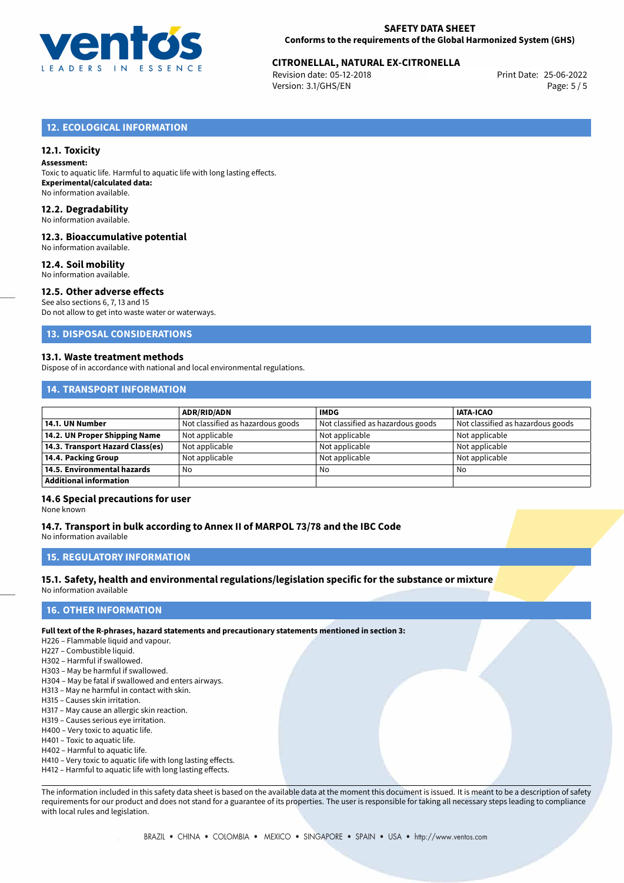## 12. ECOLOGICAL INFORMATION

### 12.1. Toxicity

**Assessment:**
Toxic to aquatic life. Harmful to aquatic life with long lasting effects.
**Experimental/calculated data:**
No information available.

### 12.2. Degradability

No information available.

### 12.3. Bioaccumulative potential

No information available.

### 12.4. Soil mobility

No information available.

### 12.5. Other adverse effects

See also sections 6, 7, 13 and 15
Do not allow to get into waste water or waterways.

## 13. DISPOSAL CONSIDERATIONS

### 13.1. Waste treatment methods

Dispose of in accordance with national and local environmental regulations.

## 14. TRANSPORT INFORMATION

| | ADR/RID/ADN | IMDG | IATA-ICAO |
|---|---|---|---|
| **14.1. UN Number** | Not classified as hazardous goods | Not classified as hazardous goods | Not classified as hazardous goods |
| **14.2. UN Proper Shipping Name** | Not applicable | Not applicable | Not applicable |
| **14.3. Transport Hazard Class(es)** | Not applicable | Not applicable | Not applicable |
| **14.4. Packing Group** | Not applicable | Not applicable | Not applicable |
| **14.5. Environmental hazards** | No | No | No |
| **Additional information** | | | |

### 14.6 Special precautions for user

None known

### 14.7. Transport in bulk according to Annex II of MARPOL 73/78 and the IBC Code

No information available

## 15. REGULATORY INFORMATION

### 15.1. Safety, health and environmental regulations/legislation specific for the substance or mixture

No information available

## 16. OTHER INFORMATION

**Full text of the R-phrases, hazard statements and precautionary statements mentioned in section 3:**

H226 – Flammable liquid and vapour.
H227 – Combustible liquid.
H302 – Harmful if swallowed.
H303 – May be harmful if swallowed.
H304 – May be fatal if swallowed and enters airways.
H313 – May ne harmful in contact with skin.
H315 – Causes skin irritation.
H317 – May cause an allergic skin reaction.
H319 – Causes serious eye irritation.
H400 – Very toxic to aquatic life.
H401 – Toxic to aquatic life.
H402 – Harmful to aquatic life.
H410 – Very toxic to aquatic life with long lasting effects.
H412 – Harmful to aquatic life with long lasting effects.

The information included in this safety data sheet is based on the available data at the moment this document is issued. It is meant to be a description of safety requirements for our product and does not stand for a guarantee of its properties. The user is responsible for taking all necessary steps leading to compliance with local rules and legislation.